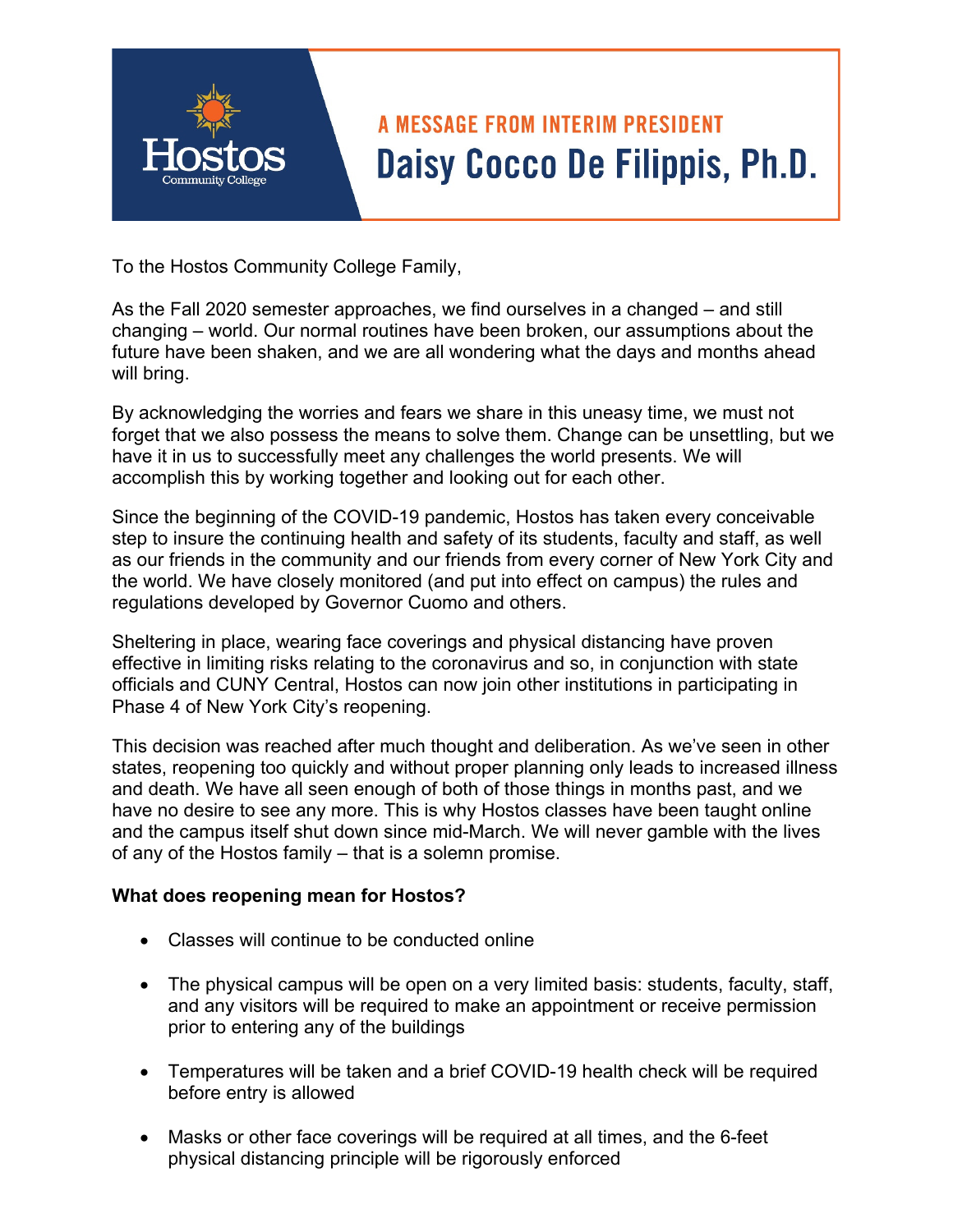Hostos Community College

A MESSAGE FROM INTERIM PRESIDENT

# Daisy Cocco De Filippis, Ph.D.

To the Hostos Community College Family,

As the Fall 2020 semester approaches, we find ourselves in a changed – and still changing – world. Our normal routines have been broken, our assumptions about the future have been shaken, and we are all wondering what the days and months ahead will bring.

By acknowledging the worries and fears we share in this uneasy time, we must not forget that we also possess the means to solve them. Change can be unsettling, but we have it in us to successfully meet any challenges the world presents. We will accomplish this by working together and looking out for each other.

Since the beginning of the COVID-19 pandemic, Hostos has taken every conceivable step to insure the continuing health and safety of its students, faculty and staff, as well as our friends in the community and our friends from every corner of New York City and the world. We have closely monitored (and put into effect on campus) the rules and regulations developed by Governor Cuomo and others.

Sheltering in place, wearing face coverings and physical distancing have proven effective in limiting risks relating to the coronavirus and so, in conjunction with state officials and CUNY Central, Hostos can now join other institutions in participating in Phase 4 of New York City's reopening.

This decision was reached after much thought and deliberation. As we've seen in other states, reopening too quickly and without proper planning only leads to increased illness and death. We have all seen enough of both of those things in months past, and we have no desire to see any more. This is why Hostos classes have been taught online and the campus itself shut down since mid-March. We will never gamble with the lives of any of the Hostos family – that is a solemn promise.

**What does reopening mean for Hostos?**

- Classes will continue to be conducted online
- The physical campus will be open on a very limited basis: students, faculty, staff, and any visitors will be required to make an appointment or receive permission prior to entering any of the buildings
- Temperatures will be taken and a brief COVID-19 health check will be required before entry is allowed
- Masks or other face coverings will be required at all times, and the 6-feet physical distancing principle will be rigorously enforced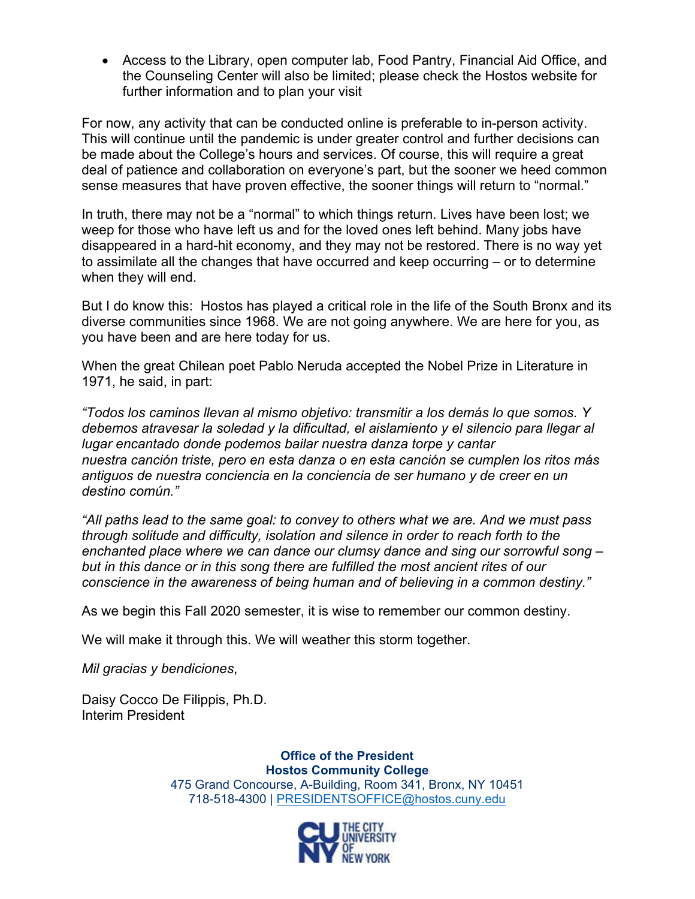- Access to the Library, open computer lab, Food Pantry, Financial Aid Office, and the Counseling Center will also be limited; please check the Hostos website for further information and to plan your visit

For now, any activity that can be conducted online is preferable to in-person activity. This will continue until the pandemic is under greater control and further decisions can be made about the College's hours and services. Of course, this will require a great deal of patience and collaboration on everyone's part, but the sooner we heed common sense measures that have proven effective, the sooner things will return to "normal."

In truth, there may not be a "normal" to which things return. Lives have been lost; we weep for those who have left us and for the loved ones left behind. Many jobs have disappeared in a hard-hit economy, and they may not be restored. There is no way yet to assimilate all the changes that have occurred and keep occurring – or to determine when they will end.

But I do know this: Hostos has played a critical role in the life of the South Bronx and its diverse communities since 1968. We are not going anywhere. We are here for you, as you have been and are here today for us.

When the great Chilean poet Pablo Neruda accepted the Nobel Prize in Literature in 1971, he said, in part:

*"Todos los caminos llevan al mismo objetivo: transmitir a los demás lo que somos. Y debemos atravesar la soledad y la dificultad, el aislamiento y el silencio para llegar al lugar encantado donde podemos bailar nuestra danza torpe y cantar nuestra canción triste, pero en esta danza o en esta canción se cumplen los ritos más antiguos de nuestra conciencia en la conciencia de ser humano y de creer en un destino común."*

*"All paths lead to the same goal: to convey to others what we are. And we must pass through solitude and difficulty, isolation and silence in order to reach forth to the enchanted place where we can dance our clumsy dance and sing our sorrowful song – but in this dance or in this song there are fulfilled the most ancient rites of our conscience in the awareness of being human and of believing in a common destiny."*

As we begin this Fall 2020 semester, it is wise to remember our common destiny.

We will make it through this. We will weather this storm together.

*Mil gracias y bendiciones*,

Daisy Cocco De Filippis, Ph.D.
Interim President

**Office of the President**
**Hostos Community College**
475 Grand Concourse, A-Building, Room 341, Bronx, NY 10451
718-518-4300 | PRESIDENTSOFFICE@hostos.cuny.edu

CUNY THE CITY UNIVERSITY OF NEW YORK